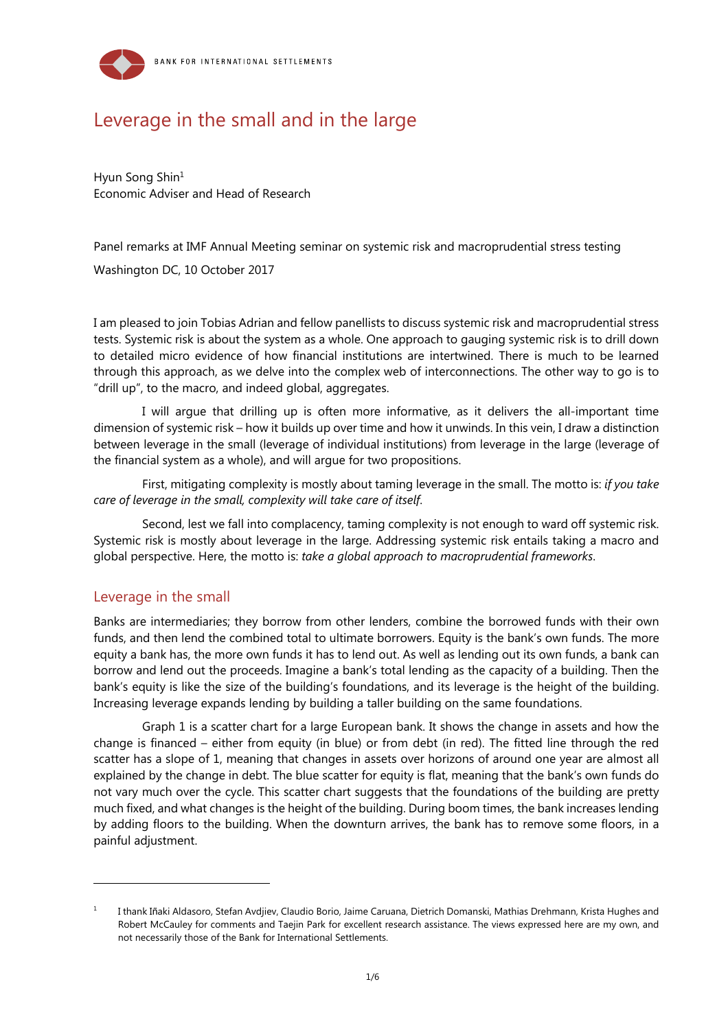# Leverage in the small and in the large

Hyun Song Shin[1]
Economic Adviser and Head of Research

Panel remarks at IMF Annual Meeting seminar on systemic risk and macroprudential stress testing

Washington DC, 10 October 2017

I am pleased to join Tobias Adrian and fellow panellists to discuss systemic risk and macroprudential stress tests. Systemic risk is about the system as a whole. One approach to gauging systemic risk is to drill down to detailed micro evidence of how financial institutions are intertwined. There is much to be learned through this approach, as we delve into the complex web of interconnections. The other way to go is to "drill up", to the macro, and indeed global, aggregates.

I will argue that drilling up is often more informative, as it delivers the all-important time dimension of systemic risk – how it builds up over time and how it unwinds. In this vein, I draw a distinction between leverage in the small (leverage of individual institutions) from leverage in the large (leverage of the financial system as a whole), and will argue for two propositions.

First, mitigating complexity is mostly about taming leverage in the small. The motto is: *if you take care of leverage in the small, complexity will take care of itself.*

Second, lest we fall into complacency, taming complexity is not enough to ward off systemic risk. Systemic risk is mostly about leverage in the large. Addressing systemic risk entails taking a macro and global perspective. Here, the motto is: *take a global approach to macroprudential frameworks*.

## Leverage in the small

Banks are intermediaries; they borrow from other lenders, combine the borrowed funds with their own funds, and then lend the combined total to ultimate borrowers. Equity is the bank's own funds. The more equity a bank has, the more own funds it has to lend out. As well as lending out its own funds, a bank can borrow and lend out the proceeds. Imagine a bank's total lending as the capacity of a building. Then the bank's equity is like the size of the building's foundations, and its leverage is the height of the building. Increasing leverage expands lending by building a taller building on the same foundations.

Graph 1 is a scatter chart for a large European bank. It shows the change in assets and how the change is financed – either from equity (in blue) or from debt (in red). The fitted line through the red scatter has a slope of 1, meaning that changes in assets over horizons of around one year are almost all explained by the change in debt. The blue scatter for equity is flat, meaning that the bank's own funds do not vary much over the cycle. This scatter chart suggests that the foundations of the building are pretty much fixed, and what changes is the height of the building. During boom times, the bank increases lending by adding floors to the building. When the downturn arrives, the bank has to remove some floors, in a painful adjustment.

[1] I thank Iñaki Aldasoro, Stefan Avdjiev, Claudio Borio, Jaime Caruana, Dietrich Domanski, Mathias Drehmann, Krista Hughes and Robert McCauley for comments and Taejin Park for excellent research assistance. The views expressed here are my own, and not necessarily those of the Bank for International Settlements.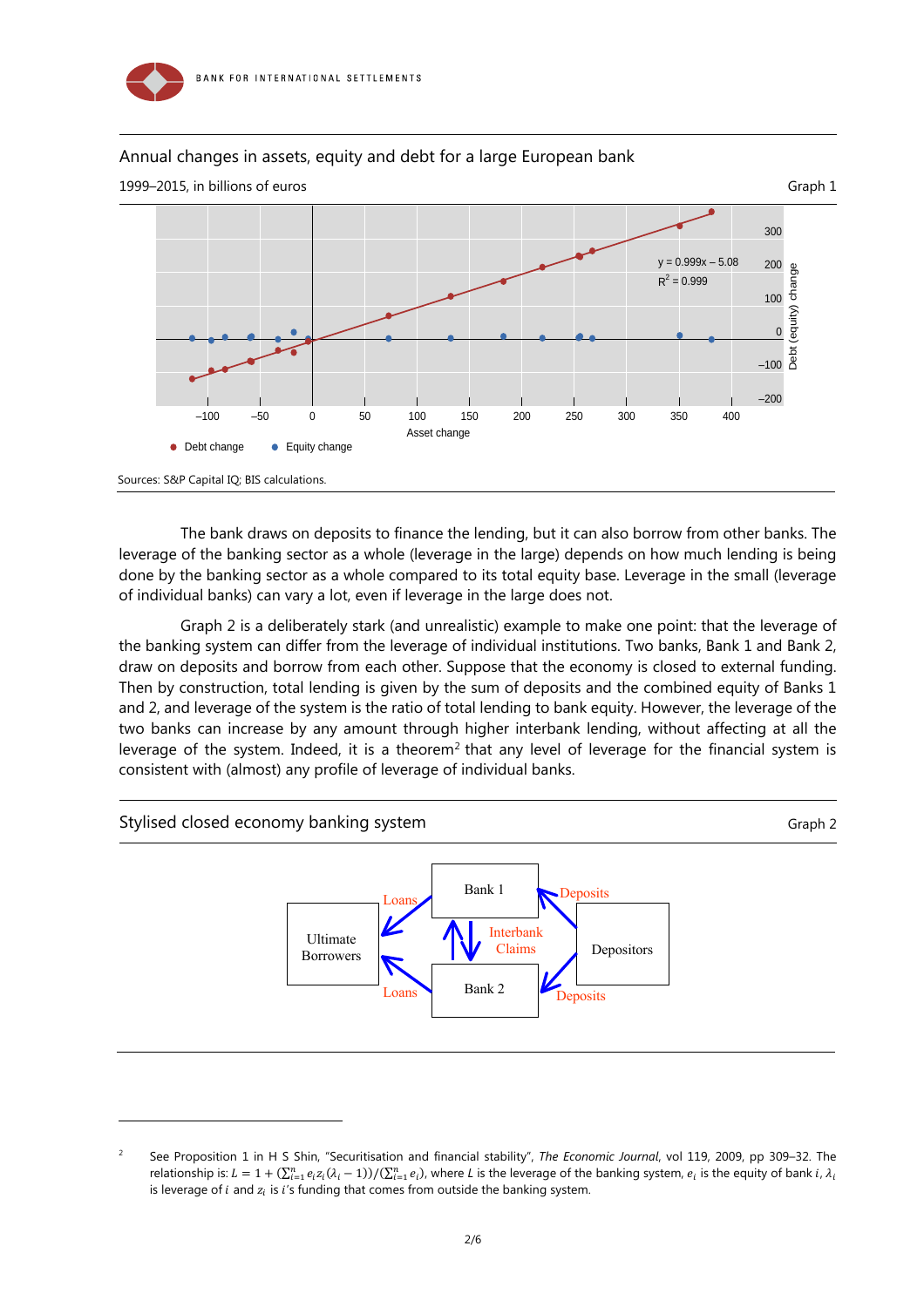Annual changes in assets, equity and debt for a large European bank

1999–2015, in billions of euros

Graph 1

Sources: S&P Capital IQ; BIS calculations.

The bank draws on deposits to finance the lending, but it can also borrow from other banks. The leverage of the banking sector as a whole (leverage in the large) depends on how much lending is being done by the banking sector as a whole compared to its total equity base. Leverage in the small (leverage of individual banks) can vary a lot, even if leverage in the large does not.

Graph 2 is a deliberately stark (and unrealistic) example to make one point: that the leverage of the banking system can differ from the leverage of individual institutions. Two banks, Bank 1 and Bank 2, draw on deposits and borrow from each other. Suppose that the economy is closed to external funding. Then by construction, total lending is given by the sum of deposits and the combined equity of Banks 1 and 2, and leverage of the system is the ratio of total lending to bank equity. However, the leverage of the two banks can increase by any amount through higher interbank lending, without affecting at all the leverage of the system. Indeed, it is a theorem[2] that any level of leverage for the financial system is consistent with (almost) any profile of leverage of individual banks.

Stylised closed economy banking system

Graph 2

---

[2] See Proposition 1 in H S Shin, "Securitisation and financial stability", *The Economic Journal*, vol 119, 2009, pp 309–32. The relationship is: $L = 1 + (\sum_{i=1}^{n} e_i z_i (\lambda_i - 1))/(\sum_{i=1}^{n} e_i)$, where $L$ is the leverage of the banking system, $e_i$ is the equity of bank $i$, $\lambda_i$ is leverage of $i$ and $z_i$ is $i$'s funding that comes from outside the banking system.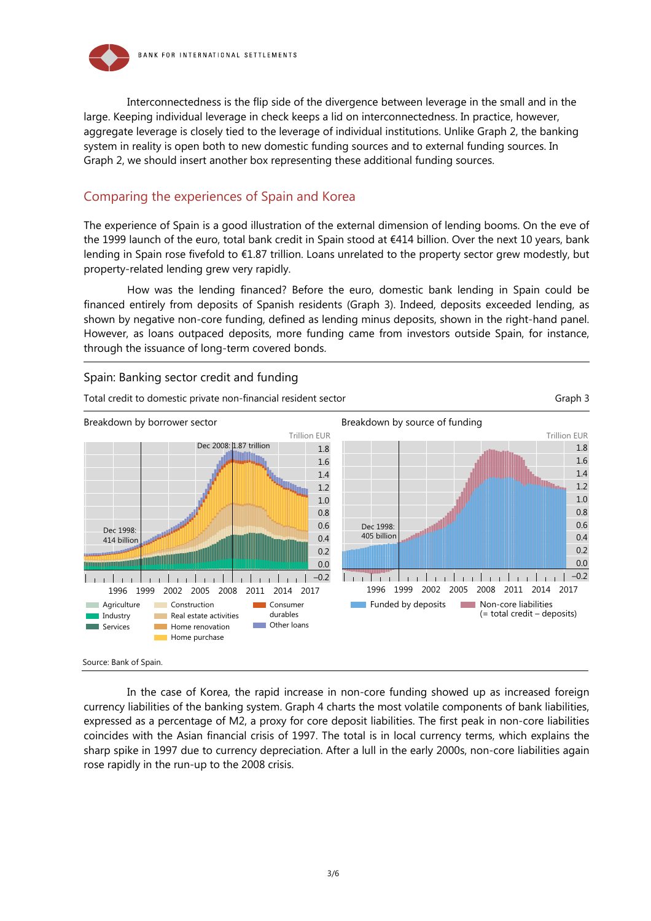Interconnectedness is the flip side of the divergence between leverage in the small and in the large. Keeping individual leverage in check keeps a lid on interconnectedness. In practice, however, aggregate leverage is closely tied to the leverage of individual institutions. Unlike Graph 2, the banking system in reality is open both to new domestic funding sources and to external funding sources. In Graph 2, we should insert another box representing these additional funding sources.

## Comparing the experiences of Spain and Korea

The experience of Spain is a good illustration of the external dimension of lending booms. On the eve of the 1999 launch of the euro, total bank credit in Spain stood at €414 billion. Over the next 10 years, bank lending in Spain rose fivefold to €1.87 trillion. Loans unrelated to the property sector grew modestly, but property-related lending grew very rapidly.

How was the lending financed? Before the euro, domestic bank lending in Spain could be financed entirely from deposits of Spanish residents (Graph 3). Indeed, deposits exceeded lending, as shown by negative non-core funding, defined as lending minus deposits, shown in the right-hand panel. However, as loans outpaced deposits, more funding came from investors outside Spain, for instance, through the issuance of long-term covered bonds.

**Spain: Banking sector credit and funding**

Total credit to domestic private non-financial resident sector — Graph 3

Breakdown by borrower sector (Trillion EUR): Dec 1998: 414 billion; Dec 2008: 1.87 trillion. Legend: Agriculture, Industry, Services, Construction, Real estate activities, Home renovation, Home purchase, Consumer durables, Other loans.

Breakdown by source of funding (Trillion EUR): Dec 1998: 405 billion. Legend: Funded by deposits; Non-core liabilities (= total credit – deposits).

Source: Bank of Spain.

In the case of Korea, the rapid increase in non-core funding showed up as increased foreign currency liabilities of the banking system. Graph 4 charts the most volatile components of bank liabilities, expressed as a percentage of M2, a proxy for core deposit liabilities. The first peak in non-core liabilities coincides with the Asian financial crisis of 1997. The total is in local currency terms, which explains the sharp spike in 1997 due to currency depreciation. After a lull in the early 2000s, non-core liabilities again rose rapidly in the run-up to the 2008 crisis.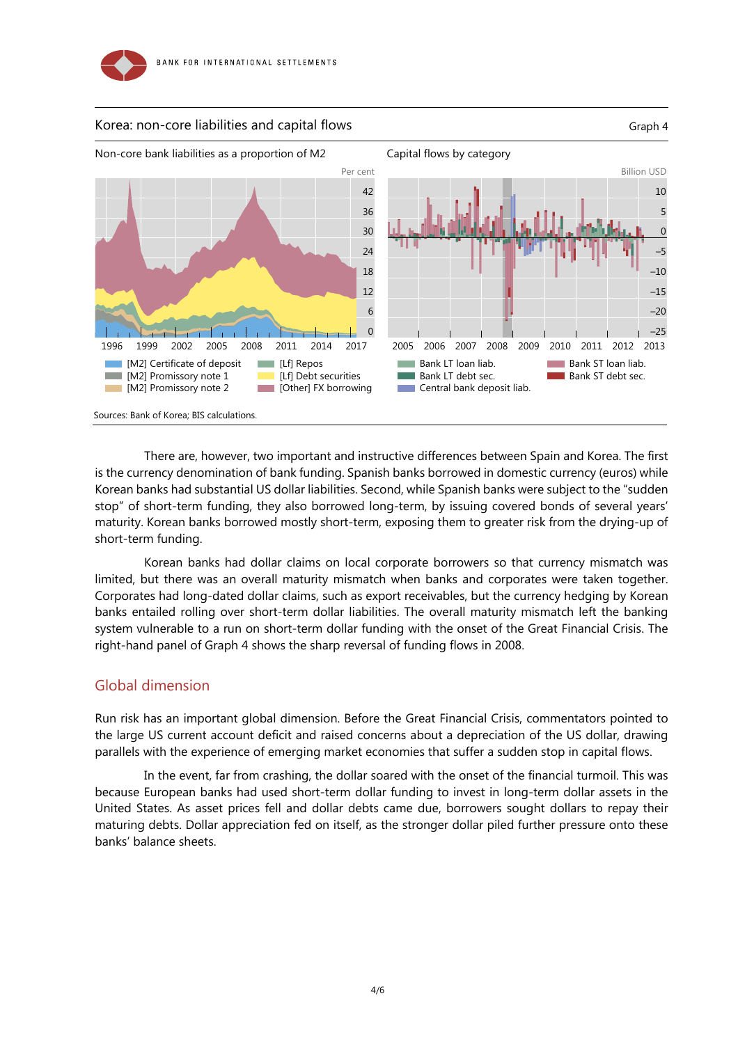Korea: non-core liabilities and capital flows

Graph 4

Non-core bank liabilities as a proportion of M2

Per cent

Capital flows by category

Billion USD

[M2] Certificate of deposit, [M2] Promissory note 1, [M2] Promissory note 2, [Lf] Repos, [Lf] Debt securities, [Other] FX borrowing

Bank LT loan liab., Bank LT debt sec., Central bank deposit liab., Bank ST loan liab., Bank ST debt sec.

Sources: Bank of Korea; BIS calculations.

There are, however, two important and instructive differences between Spain and Korea. The first is the currency denomination of bank funding. Spanish banks borrowed in domestic currency (euros) while Korean banks had substantial US dollar liabilities. Second, while Spanish banks were subject to the "sudden stop" of short-term funding, they also borrowed long-term, by issuing covered bonds of several years' maturity. Korean banks borrowed mostly short-term, exposing them to greater risk from the drying-up of short-term funding.

Korean banks had dollar claims on local corporate borrowers so that currency mismatch was limited, but there was an overall maturity mismatch when banks and corporates were taken together. Corporates had long-dated dollar claims, such as export receivables, but the currency hedging by Korean banks entailed rolling over short-term dollar liabilities. The overall maturity mismatch left the banking system vulnerable to a run on short-term dollar funding with the onset of the Great Financial Crisis. The right-hand panel of Graph 4 shows the sharp reversal of funding flows in 2008.

## Global dimension

Run risk has an important global dimension. Before the Great Financial Crisis, commentators pointed to the large US current account deficit and raised concerns about a depreciation of the US dollar, drawing parallels with the experience of emerging market economies that suffer a sudden stop in capital flows.

In the event, far from crashing, the dollar soared with the onset of the financial turmoil. This was because European banks had used short-term dollar funding to invest in long-term dollar assets in the United States. As asset prices fell and dollar debts came due, borrowers sought dollars to repay their maturing debts. Dollar appreciation fed on itself, as the stronger dollar piled further pressure onto these banks' balance sheets.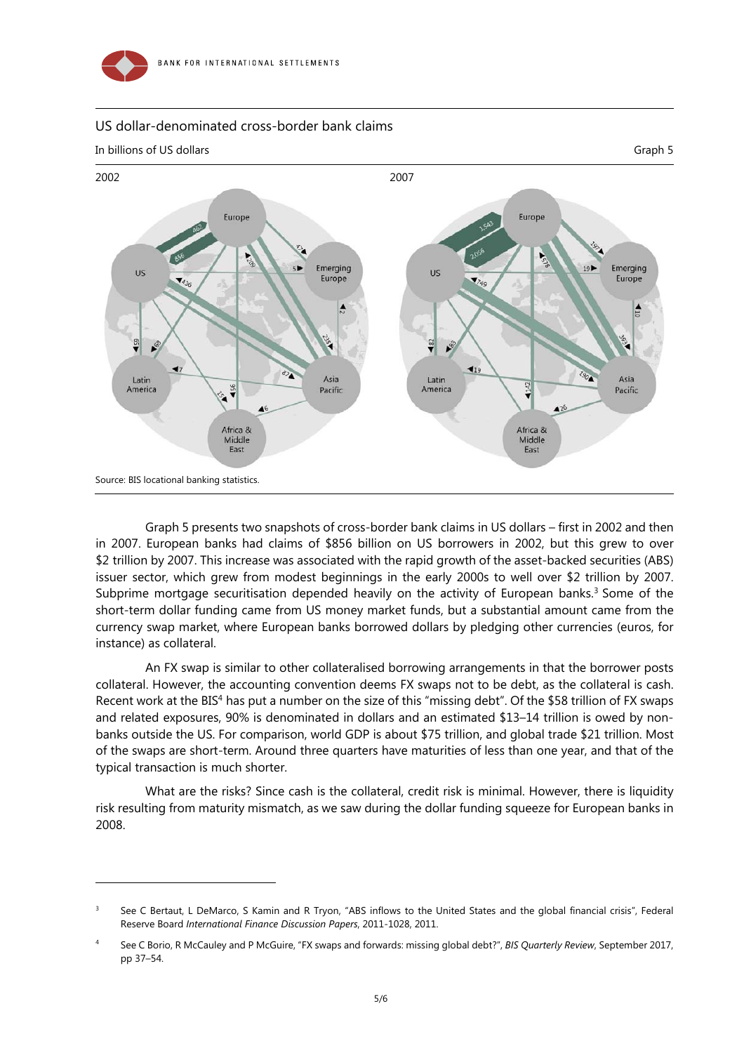US dollar-denominated cross-border bank claims

In billions of US dollars — Graph 5

2002 | 2007

Source: BIS locational banking statistics.

Graph 5 presents two snapshots of cross-border bank claims in US dollars – first in 2002 and then in 2007. European banks had claims of $856 billion on US borrowers in 2002, but this grew to over $2 trillion by 2007. This increase was associated with the rapid growth of the asset-backed securities (ABS) issuer sector, which grew from modest beginnings in the early 2000s to well over $2 trillion by 2007. Subprime mortgage securitisation depended heavily on the activity of European banks.[3] Some of the short-term dollar funding came from US money market funds, but a substantial amount came from the currency swap market, where European banks borrowed dollars by pledging other currencies (euros, for instance) as collateral.

An FX swap is similar to other collateralised borrowing arrangements in that the borrower posts collateral. However, the accounting convention deems FX swaps not to be debt, as the collateral is cash. Recent work at the BIS[4] has put a number on the size of this "missing debt". Of the $58 trillion of FX swaps and related exposures, 90% is denominated in dollars and an estimated $13–14 trillion is owed by non-banks outside the US. For comparison, world GDP is about $75 trillion, and global trade $21 trillion. Most of the swaps are short-term. Around three quarters have maturities of less than one year, and that of the typical transaction is much shorter.

What are the risks? Since cash is the collateral, credit risk is minimal. However, there is liquidity risk resulting from maturity mismatch, as we saw during the dollar funding squeeze for European banks in 2008.

---

[3] See C Bertaut, L DeMarco, S Kamin and R Tryon, "ABS inflows to the United States and the global financial crisis", Federal Reserve Board *International Finance Discussion Papers*, 2011-1028, 2011.

[4] See C Borio, R McCauley and P McGuire, "FX swaps and forwards: missing global debt?", *BIS Quarterly Review*, September 2017, pp 37–54.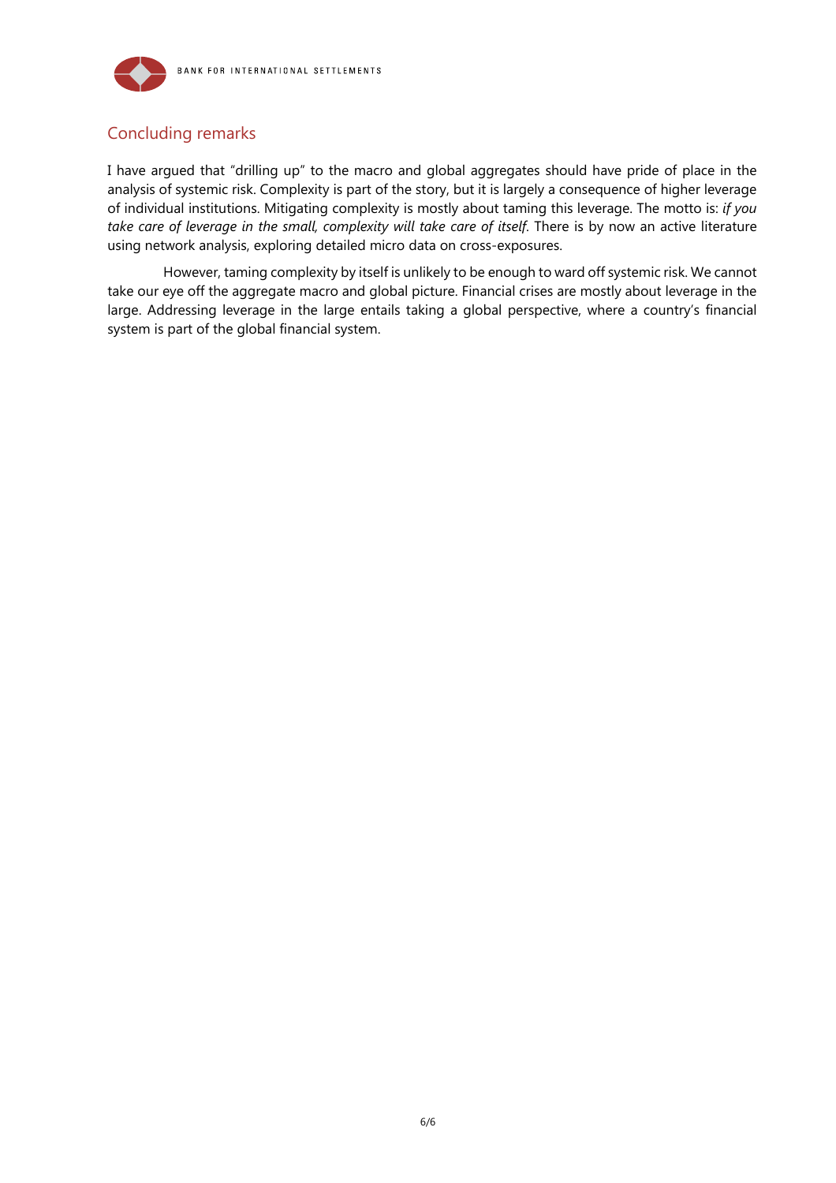## Concluding remarks

I have argued that "drilling up" to the macro and global aggregates should have pride of place in the analysis of systemic risk. Complexity is part of the story, but it is largely a consequence of higher leverage of individual institutions. Mitigating complexity is mostly about taming this leverage. The motto is: *if you take care of leverage in the small, complexity will take care of itself*. There is by now an active literature using network analysis, exploring detailed micro data on cross-exposures.

However, taming complexity by itself is unlikely to be enough to ward off systemic risk. We cannot take our eye off the aggregate macro and global picture. Financial crises are mostly about leverage in the large. Addressing leverage in the large entails taking a global perspective, where a country's financial system is part of the global financial system.